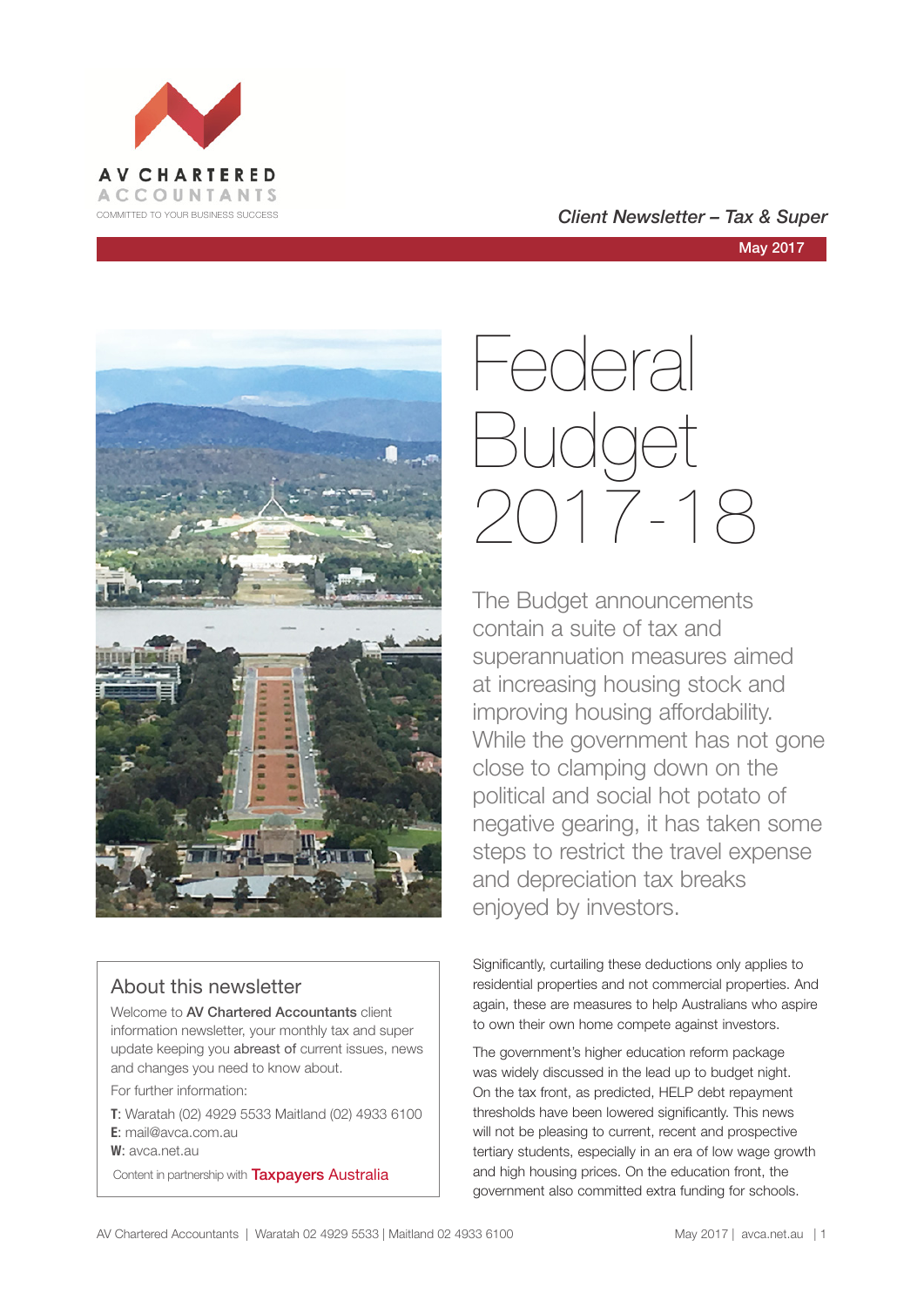AV CHARTERED ACCOUNTANTS

COMMITTED TO YOUR BUSINESS SUCCESS

*Client Newsletter – Tax & Super*

May 2017

# Federal Budget 2017-18

The Budget announcements contain a suite of tax and superannuation measures aimed at increasing housing stock and improving housing affordability. While the government has not gone close to clamping down on the political and social hot potato of negative gearing, it has taken some steps to restrict the travel expense and depreciation tax breaks enjoyed by investors.

Significantly, curtailing these deductions only applies to residential properties and not commercial properties. And again, these are measures to help Australians who aspire to own their own home compete against investors.

The government's higher education reform package was widely discussed in the lead up to budget night. On the tax front, as predicted, HELP debt repayment thresholds have been lowered significantly. This news will not be pleasing to current, recent and prospective tertiary students, especially in an era of low wage growth and high housing prices. On the education front, the government also committed extra funding for schools.

## About this newsletter

Welcome to **AV Chartered Accountants** client information newsletter, your monthly tax and super update keeping you **abreast of** current issues, news and changes you need to know about.

For further information:

**T**: Waratah (02) 4929 5533 Maitland (02) 4933 6100
**E**: mail@avca.com.au
**W**: avca.net.au

Content in partnership with Taxpayers Australia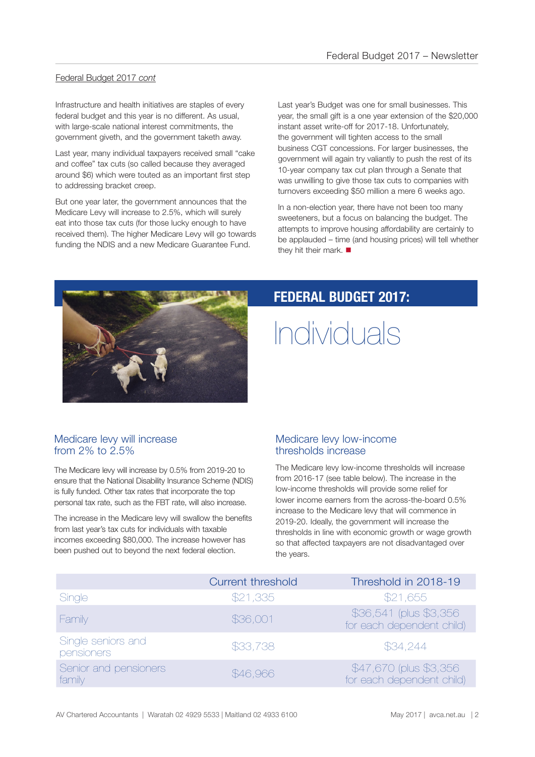Federal Budget 2017 *cont*

Infrastructure and health initiatives are staples of every federal budget and this year is no different. As usual, with large-scale national interest commitments, the government giveth, and the government taketh away.

Last year, many individual taxpayers received small "cake and coffee" tax cuts (so called because they averaged around $6) which were touted as an important first step to addressing bracket creep.

But one year later, the government announces that the Medicare Levy will increase to 2.5%, which will surely eat into those tax cuts (for those lucky enough to have received them). The higher Medicare Levy will go towards funding the NDIS and a new Medicare Guarantee Fund.

Last year's Budget was one for small businesses. This year, the small gift is a one year extension of the $20,000 instant asset write-off for 2017-18. Unfortunately, the government will tighten access to the small business CGT concessions. For larger businesses, the government will again try valiantly to push the rest of its 10-year company tax cut plan through a Senate that was unwilling to give those tax cuts to companies with turnovers exceeding $50 million a mere 6 weeks ago.

In a non-election year, there have not been too many sweeteners, but a focus on balancing the budget. The attempts to improve housing affordability are certainly to be applauded – time (and housing prices) will tell whether they hit their mark. ■

# FEDERAL BUDGET 2017: Individuals

## Medicare levy will increase from 2% to 2.5%

The Medicare levy will increase by 0.5% from 2019-20 to ensure that the National Disability Insurance Scheme (NDIS) is fully funded. Other tax rates that incorporate the top personal tax rate, such as the FBT rate, will also increase.

The increase in the Medicare levy will swallow the benefits from last year's tax cuts for individuals with taxable incomes exceeding $80,000. The increase however has been pushed out to beyond the next federal election.

## Medicare levy low-income thresholds increase

The Medicare levy low-income thresholds will increase from 2016-17 (see table below). The increase in the low-income thresholds will provide some relief for lower income earners from the across-the-board 0.5% increase to the Medicare levy that will commence in 2019-20. Ideally, the government will increase the thresholds in line with economic growth or wage growth so that affected taxpayers are not disadvantaged over the years.

| | Current threshold | Threshold in 2018-19 |
|---|---|---|
| Single | $21,335 | $21,655 |
| Family | $36,001 | $36,541 (plus $3,356 for each dependent child) |
| Single seniors and pensioners | $33,738 | $34,244 |
| Senior and pensioners family | $46,966 | $47,670 (plus $3,356 for each dependent child) |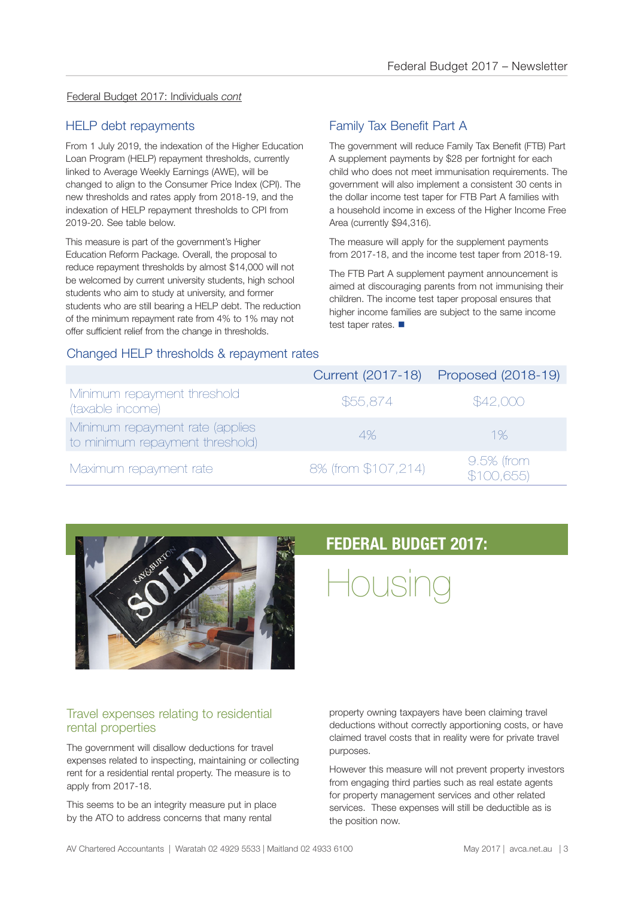Federal Budget 2017: Individuals *cont*

## HELP debt repayments

From 1 July 2019, the indexation of the Higher Education Loan Program (HELP) repayment thresholds, currently linked to Average Weekly Earnings (AWE), will be changed to align to the Consumer Price Index (CPI). The new thresholds and rates apply from 2018-19, and the indexation of HELP repayment thresholds to CPI from 2019-20. See table below.

This measure is part of the government's Higher Education Reform Package. Overall, the proposal to reduce repayment thresholds by almost $14,000 will not be welcomed by current university students, high school students who aim to study at university, and former students who are still bearing a HELP debt. The reduction of the minimum repayment rate from 4% to 1% may not offer sufficient relief from the change in thresholds.

## Family Tax Benefit Part A

The government will reduce Family Tax Benefit (FTB) Part A supplement payments by $28 per fortnight for each child who does not meet immunisation requirements. The government will also implement a consistent 30 cents in the dollar income test taper for FTB Part A families with a household income in excess of the Higher Income Free Area (currently $94,316).

The measure will apply for the supplement payments from 2017-18, and the income test taper from 2018-19.

The FTB Part A supplement payment announcement is aimed at discouraging parents from not immunising their children. The income test taper proposal ensures that higher income families are subject to the same income test taper rates. ■

## Changed HELP thresholds & repayment rates

| | Current (2017-18) | Proposed (2018-19) |
|---|---|---|
| Minimum repayment threshold (taxable income) | $55,874 | $42,000 |
| Minimum repayment rate (applies to minimum repayment threshold) | 4% | 1% |
| Maximum repayment rate | 8% (from $107,214) | 9.5% (from $100,655) |

# FEDERAL BUDGET 2017: Housing

## Travel expenses relating to residential rental properties

The government will disallow deductions for travel expenses related to inspecting, maintaining or collecting rent for a residential rental property. The measure is to apply from 2017-18.

This seems to be an integrity measure put in place by the ATO to address concerns that many rental property owning taxpayers have been claiming travel deductions without correctly apportioning costs, or have claimed travel costs that in reality were for private travel purposes.

However this measure will not prevent property investors from engaging third parties such as real estate agents for property management services and other related services. These expenses will still be deductible as is the position now.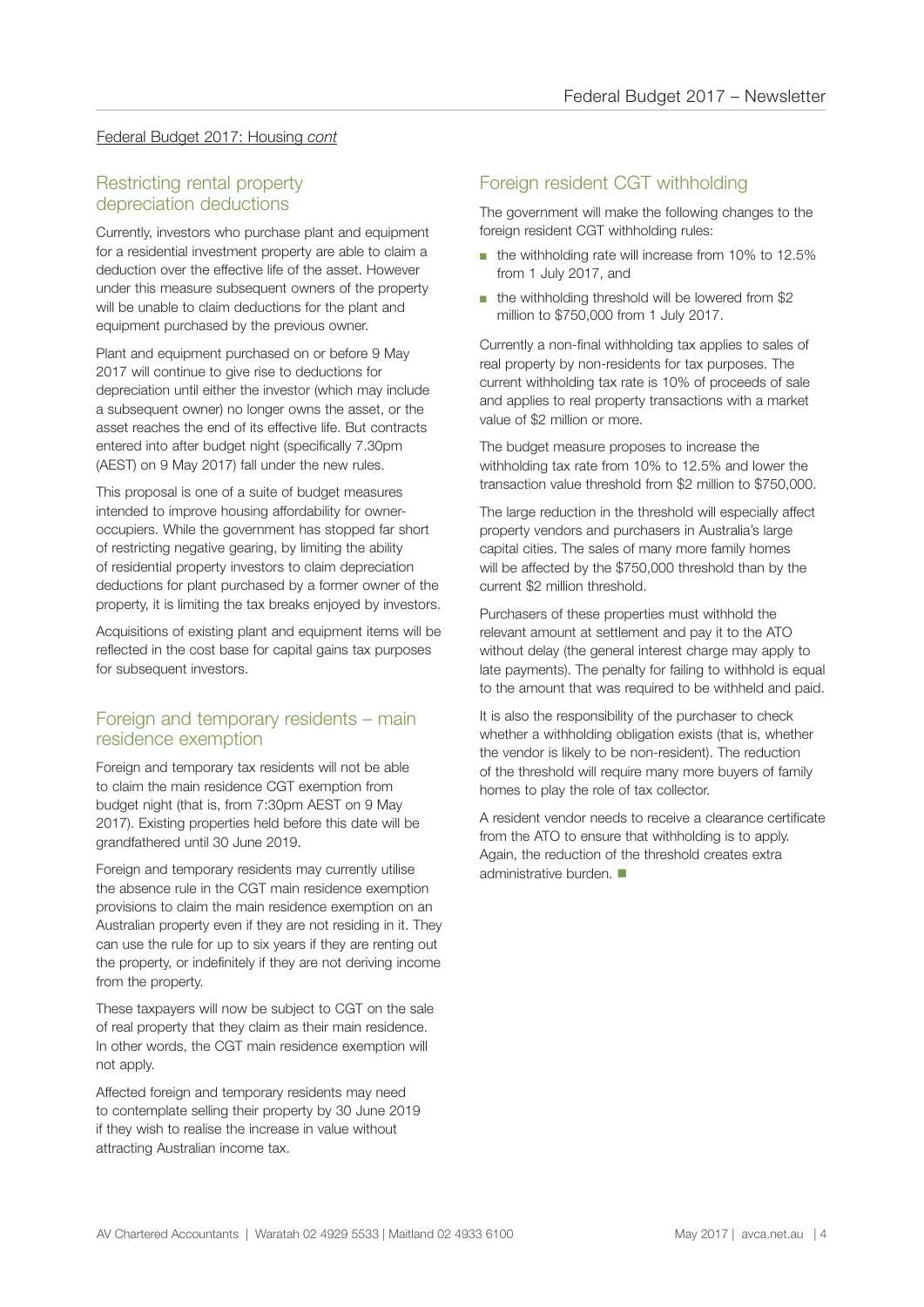Federal Budget 2017: Housing *cont*

## Restricting rental property depreciation deductions

Currently, investors who purchase plant and equipment for a residential investment property are able to claim a deduction over the effective life of the asset. However under this measure subsequent owners of the property will be unable to claim deductions for the plant and equipment purchased by the previous owner.

Plant and equipment purchased on or before 9 May 2017 will continue to give rise to deductions for depreciation until either the investor (which may include a subsequent owner) no longer owns the asset, or the asset reaches the end of its effective life. But contracts entered into after budget night (specifically 7.30pm (AEST) on 9 May 2017) fall under the new rules.

This proposal is one of a suite of budget measures intended to improve housing affordability for owner-occupiers. While the government has stopped far short of restricting negative gearing, by limiting the ability of residential property investors to claim depreciation deductions for plant purchased by a former owner of the property, it is limiting the tax breaks enjoyed by investors.

Acquisitions of existing plant and equipment items will be reflected in the cost base for capital gains tax purposes for subsequent investors.

## Foreign and temporary residents – main residence exemption

Foreign and temporary tax residents will not be able to claim the main residence CGT exemption from budget night (that is, from 7:30pm AEST on 9 May 2017). Existing properties held before this date will be grandfathered until 30 June 2019.

Foreign and temporary residents may currently utilise the absence rule in the CGT main residence exemption provisions to claim the main residence exemption on an Australian property even if they are not residing in it. They can use the rule for up to six years if they are renting out the property, or indefinitely if they are not deriving income from the property.

These taxpayers will now be subject to CGT on the sale of real property that they claim as their main residence. In other words, the CGT main residence exemption will not apply.

Affected foreign and temporary residents may need to contemplate selling their property by 30 June 2019 if they wish to realise the increase in value without attracting Australian income tax.

## Foreign resident CGT withholding

The government will make the following changes to the foreign resident CGT withholding rules:

- the withholding rate will increase from 10% to 12.5% from 1 July 2017, and
- the withholding threshold will be lowered from $2 million to $750,000 from 1 July 2017.

Currently a non-final withholding tax applies to sales of real property by non-residents for tax purposes. The current withholding tax rate is 10% of proceeds of sale and applies to real property transactions with a market value of $2 million or more.

The budget measure proposes to increase the withholding tax rate from 10% to 12.5% and lower the transaction value threshold from $2 million to $750,000.

The large reduction in the threshold will especially affect property vendors and purchasers in Australia's large capital cities. The sales of many more family homes will be affected by the $750,000 threshold than by the current $2 million threshold.

Purchasers of these properties must withhold the relevant amount at settlement and pay it to the ATO without delay (the general interest charge may apply to late payments). The penalty for failing to withhold is equal to the amount that was required to be withheld and paid.

It is also the responsibility of the purchaser to check whether a withholding obligation exists (that is, whether the vendor is likely to be non-resident). The reduction of the threshold will require many more buyers of family homes to play the role of tax collector.

A resident vendor needs to receive a clearance certificate from the ATO to ensure that withholding is to apply. Again, the reduction of the threshold creates extra administrative burden. ■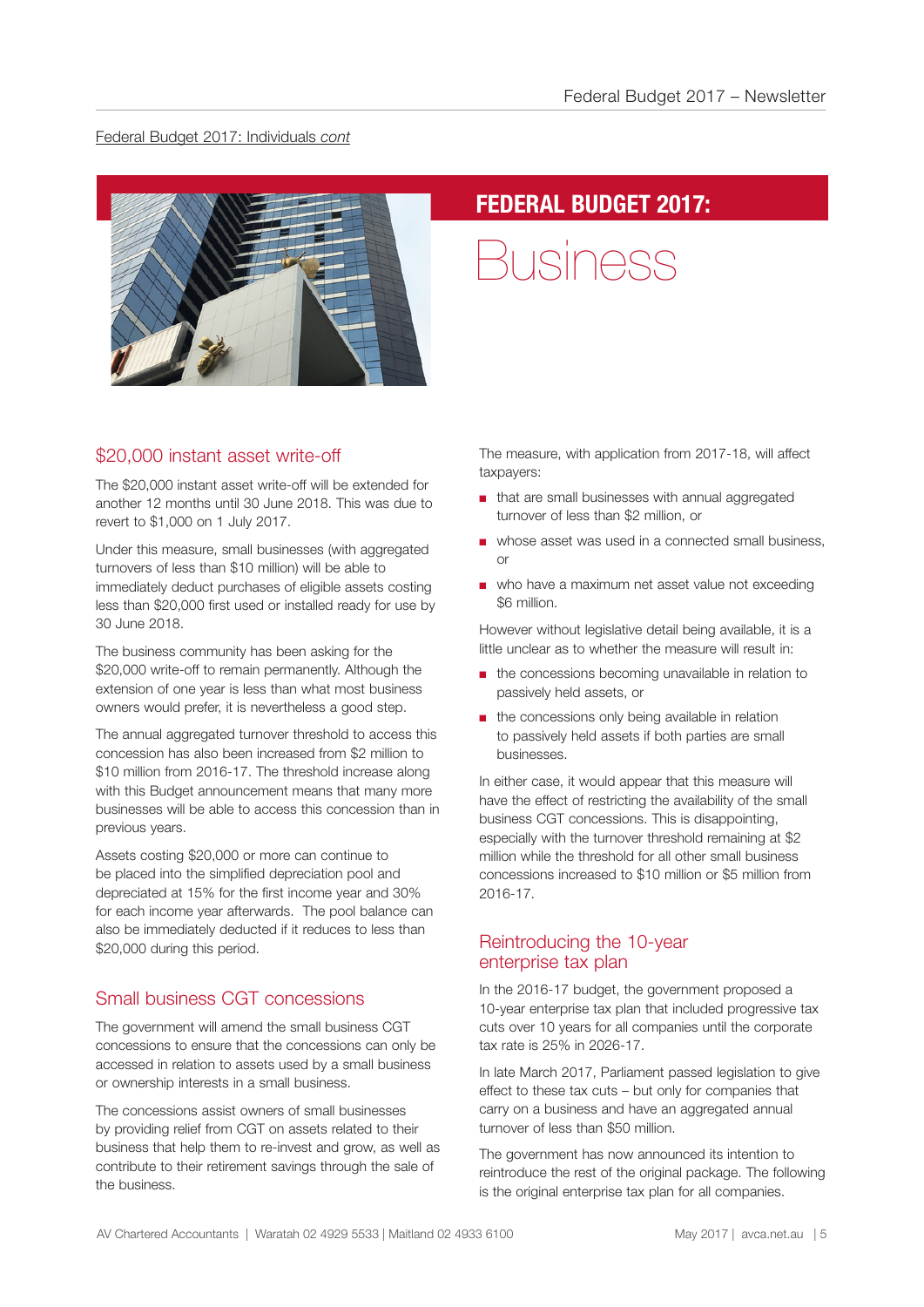Federal Budget 2017: Individuals *cont*

# FEDERAL BUDGET 2017: Business

## $20,000 instant asset write-off

The $20,000 instant asset write-off will be extended for another 12 months until 30 June 2018. This was due to revert to $1,000 on 1 July 2017.

Under this measure, small businesses (with aggregated turnovers of less than $10 million) will be able to immediately deduct purchases of eligible assets costing less than $20,000 first used or installed ready for use by 30 June 2018.

The business community has been asking for the $20,000 write-off to remain permanently. Although the extension of one year is less than what most business owners would prefer, it is nevertheless a good step.

The annual aggregated turnover threshold to access this concession has also been increased from $2 million to $10 million from 2016-17. The threshold increase along with this Budget announcement means that many more businesses will be able to access this concession than in previous years.

Assets costing $20,000 or more can continue to be placed into the simplified depreciation pool and depreciated at 15% for the first income year and 30% for each income year afterwards. The pool balance can also be immediately deducted if it reduces to less than $20,000 during this period.

## Small business CGT concessions

The government will amend the small business CGT concessions to ensure that the concessions can only be accessed in relation to assets used by a small business or ownership interests in a small business.

The concessions assist owners of small businesses by providing relief from CGT on assets related to their business that help them to re-invest and grow, as well as contribute to their retirement savings through the sale of the business.

The measure, with application from 2017-18, will affect taxpayers:

- that are small businesses with annual aggregated turnover of less than $2 million, or
- whose asset was used in a connected small business, or
- who have a maximum net asset value not exceeding $6 million.

However without legislative detail being available, it is a little unclear as to whether the measure will result in:

- the concessions becoming unavailable in relation to passively held assets, or
- the concessions only being available in relation to passively held assets if both parties are small businesses.

In either case, it would appear that this measure will have the effect of restricting the availability of the small business CGT concessions. This is disappointing, especially with the turnover threshold remaining at $2 million while the threshold for all other small business concessions increased to $10 million or $5 million from 2016-17.

## Reintroducing the 10-year enterprise tax plan

In the 2016-17 budget, the government proposed a 10-year enterprise tax plan that included progressive tax cuts over 10 years for all companies until the corporate tax rate is 25% in 2026-17.

In late March 2017, Parliament passed legislation to give effect to these tax cuts – but only for companies that carry on a business and have an aggregated annual turnover of less than $50 million.

The government has now announced its intention to reintroduce the rest of the original package. The following is the original enterprise tax plan for all companies.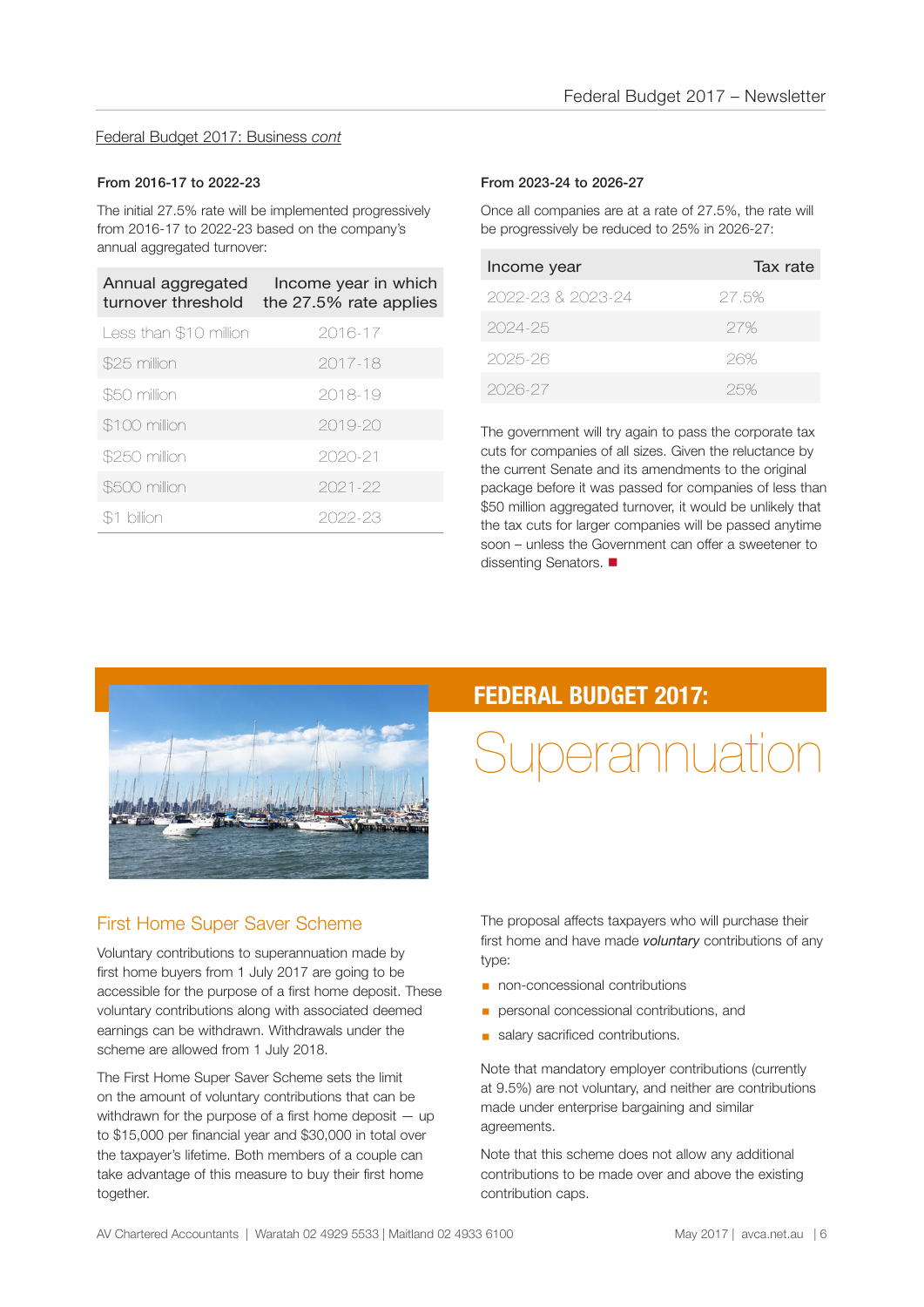Federal Budget 2017: Business *cont*

### From 2016-17 to 2022-23

The initial 27.5% rate will be implemented progressively from 2016-17 to 2022-23 based on the company's annual aggregated turnover:

| Annual aggregated turnover threshold | Income year in which the 27.5% rate applies |
|---|---|
| Less than $10 million | 2016-17 |
| $25 million | 2017-18 |
| $50 million | 2018-19 |
| $100 million | 2019-20 |
| $250 million | 2020-21 |
| $500 million | 2021-22 |
| $1 billion | 2022-23 |

### From 2023-24 to 2026-27

Once all companies are at a rate of 27.5%, the rate will be progressively be reduced to 25% in 2026-27:

| Income year | Tax rate |
|---|---|
| 2022-23 & 2023-24 | 27.5% |
| 2024-25 | 27% |
| 2025-26 | 26% |
| 2026-27 | 25% |

The government will try again to pass the corporate tax cuts for companies of all sizes. Given the reluctance by the current Senate and its amendments to the original package before it was passed for companies of less than $50 million aggregated turnover, it would be unlikely that the tax cuts for larger companies will be passed anytime soon – unless the Government can offer a sweetener to dissenting Senators. ■

# FEDERAL BUDGET 2017: Superannuation

## First Home Super Saver Scheme

Voluntary contributions to superannuation made by first home buyers from 1 July 2017 are going to be accessible for the purpose of a first home deposit. These voluntary contributions along with associated deemed earnings can be withdrawn. Withdrawals under the scheme are allowed from 1 July 2018.

The First Home Super Saver Scheme sets the limit on the amount of voluntary contributions that can be withdrawn for the purpose of a first home deposit — up to $15,000 per financial year and $30,000 in total over the taxpayer's lifetime. Both members of a couple can take advantage of this measure to buy their first home together.

The proposal affects taxpayers who will purchase their first home and have made ***voluntary*** contributions of any type:

- non-concessional contributions
- personal concessional contributions, and
- salary sacrificed contributions.

Note that mandatory employer contributions (currently at 9.5%) are not voluntary, and neither are contributions made under enterprise bargaining and similar agreements.

Note that this scheme does not allow any additional contributions to be made over and above the existing contribution caps.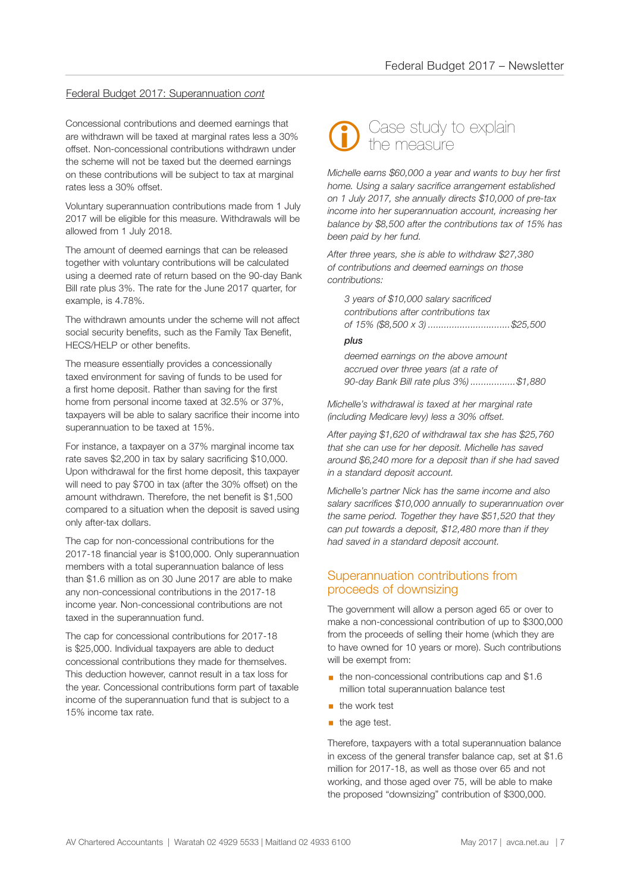Federal Budget 2017: Superannuation *cont*

Concessional contributions and deemed earnings that are withdrawn will be taxed at marginal rates less a 30% offset. Non-concessional contributions withdrawn under the scheme will not be taxed but the deemed earnings on these contributions will be subject to tax at marginal rates less a 30% offset.

Voluntary superannuation contributions made from 1 July 2017 will be eligible for this measure. Withdrawals will be allowed from 1 July 2018.

The amount of deemed earnings that can be released together with voluntary contributions will be calculated using a deemed rate of return based on the 90-day Bank Bill rate plus 3%. The rate for the June 2017 quarter, for example, is 4.78%.

The withdrawn amounts under the scheme will not affect social security benefits, such as the Family Tax Benefit, HECS/HELP or other benefits.

The measure essentially provides a concessionally taxed environment for saving of funds to be used for a first home deposit. Rather than saving for the first home from personal income taxed at 32.5% or 37%, taxpayers will be able to salary sacrifice their income into superannuation to be taxed at 15%.

For instance, a taxpayer on a 37% marginal income tax rate saves $2,200 in tax by salary sacrificing $10,000. Upon withdrawal for the first home deposit, this taxpayer will need to pay $700 in tax (after the 30% offset) on the amount withdrawn. Therefore, the net benefit is $1,500 compared to a situation when the deposit is saved using only after-tax dollars.

The cap for non-concessional contributions for the 2017-18 financial year is $100,000. Only superannuation members with a total superannuation balance of less than $1.6 million as on 30 June 2017 are able to make any non-concessional contributions in the 2017-18 income year. Non-concessional contributions are not taxed in the superannuation fund.

The cap for concessional contributions for 2017-18 is $25,000. Individual taxpayers are able to deduct concessional contributions they made for themselves. This deduction however, cannot result in a tax loss for the year. Concessional contributions form part of taxable income of the superannuation fund that is subject to a 15% income tax rate.

## Case study to explain the measure

*Michelle earns $60,000 a year and wants to buy her first home. Using a salary sacrifice arrangement established on 1 July 2017, she annually directs $10,000 of pre-tax income into her superannuation account, increasing her balance by $8,500 after the contributions tax of 15% has been paid by her fund.*

*After three years, she is able to withdraw $27,380 of contributions and deemed earnings on those contributions:*

*3 years of $10,000 salary sacrificed contributions after contributions tax of 15% ($8,500 x 3) ............................... $25,500*

***plus***

*deemed earnings on the above amount accrued over three years (at a rate of 90-day Bank Bill rate plus 3%) ................. $1,880*

*Michelle's withdrawal is taxed at her marginal rate (including Medicare levy) less a 30% offset.*

*After paying $1,620 of withdrawal tax she has $25,760 that she can use for her deposit. Michelle has saved around $6,240 more for a deposit than if she had saved in a standard deposit account.*

*Michelle's partner Nick has the same income and also salary sacrifices $10,000 annually to superannuation over the same period. Together they have $51,520 that they can put towards a deposit, $12,480 more than if they had saved in a standard deposit account.*

## Superannuation contributions from proceeds of downsizing

The government will allow a person aged 65 or over to make a non-concessional contribution of up to $300,000 from the proceeds of selling their home (which they are to have owned for 10 years or more). Such contributions will be exempt from:

- the non-concessional contributions cap and $1.6 million total superannuation balance test
- the work test
- the age test.

Therefore, taxpayers with a total superannuation balance in excess of the general transfer balance cap, set at $1.6 million for 2017-18, as well as those over 65 and not working, and those aged over 75, will be able to make the proposed "downsizing" contribution of $300,000.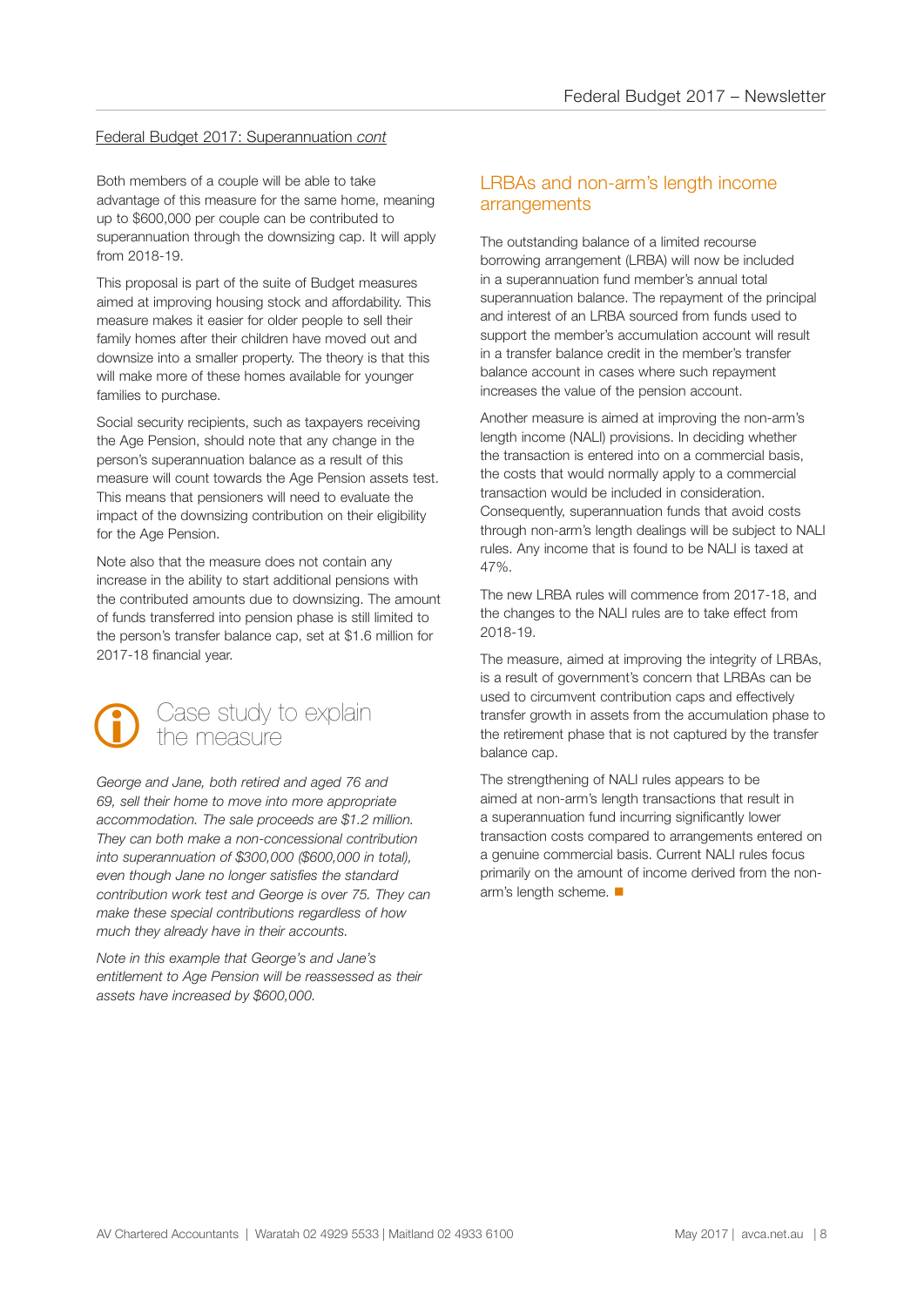Federal Budget 2017: Superannuation *cont*

Both members of a couple will be able to take advantage of this measure for the same home, meaning up to $600,000 per couple can be contributed to superannuation through the downsizing cap. It will apply from 2018-19.

This proposal is part of the suite of Budget measures aimed at improving housing stock and affordability. This measure makes it easier for older people to sell their family homes after their children have moved out and downsize into a smaller property. The theory is that this will make more of these homes available for younger families to purchase.

Social security recipients, such as taxpayers receiving the Age Pension, should note that any change in the person's superannuation balance as a result of this measure will count towards the Age Pension assets test. This means that pensioners will need to evaluate the impact of the downsizing contribution on their eligibility for the Age Pension.

Note also that the measure does not contain any increase in the ability to start additional pensions with the contributed amounts due to downsizing. The amount of funds transferred into pension phase is still limited to the person's transfer balance cap, set at $1.6 million for 2017-18 financial year.

### Case study to explain the measure

*George and Jane, both retired and aged 76 and 69, sell their home to move into more appropriate accommodation. The sale proceeds are $1.2 million. They can both make a non-concessional contribution into superannuation of $300,000 ($600,000 in total), even though Jane no longer satisfies the standard contribution work test and George is over 75. They can make these special contributions regardless of how much they already have in their accounts.*

*Note in this example that George's and Jane's entitlement to Age Pension will be reassessed as their assets have increased by $600,000.*

## LRBAs and non-arm's length income arrangements

The outstanding balance of a limited recourse borrowing arrangement (LRBA) will now be included in a superannuation fund member's annual total superannuation balance. The repayment of the principal and interest of an LRBA sourced from funds used to support the member's accumulation account will result in a transfer balance credit in the member's transfer balance account in cases where such repayment increases the value of the pension account.

Another measure is aimed at improving the non-arm's length income (NALI) provisions. In deciding whether the transaction is entered into on a commercial basis, the costs that would normally apply to a commercial transaction would be included in consideration. Consequently, superannuation funds that avoid costs through non-arm's length dealings will be subject to NALI rules. Any income that is found to be NALI is taxed at 47%.

The new LRBA rules will commence from 2017-18, and the changes to the NALI rules are to take effect from 2018-19.

The measure, aimed at improving the integrity of LRBAs, is a result of government's concern that LRBAs can be used to circumvent contribution caps and effectively transfer growth in assets from the accumulation phase to the retirement phase that is not captured by the transfer balance cap.

The strengthening of NALI rules appears to be aimed at non-arm's length transactions that result in a superannuation fund incurring significantly lower transaction costs compared to arrangements entered on a genuine commercial basis. Current NALI rules focus primarily on the amount of income derived from the non-arm's length scheme. ■